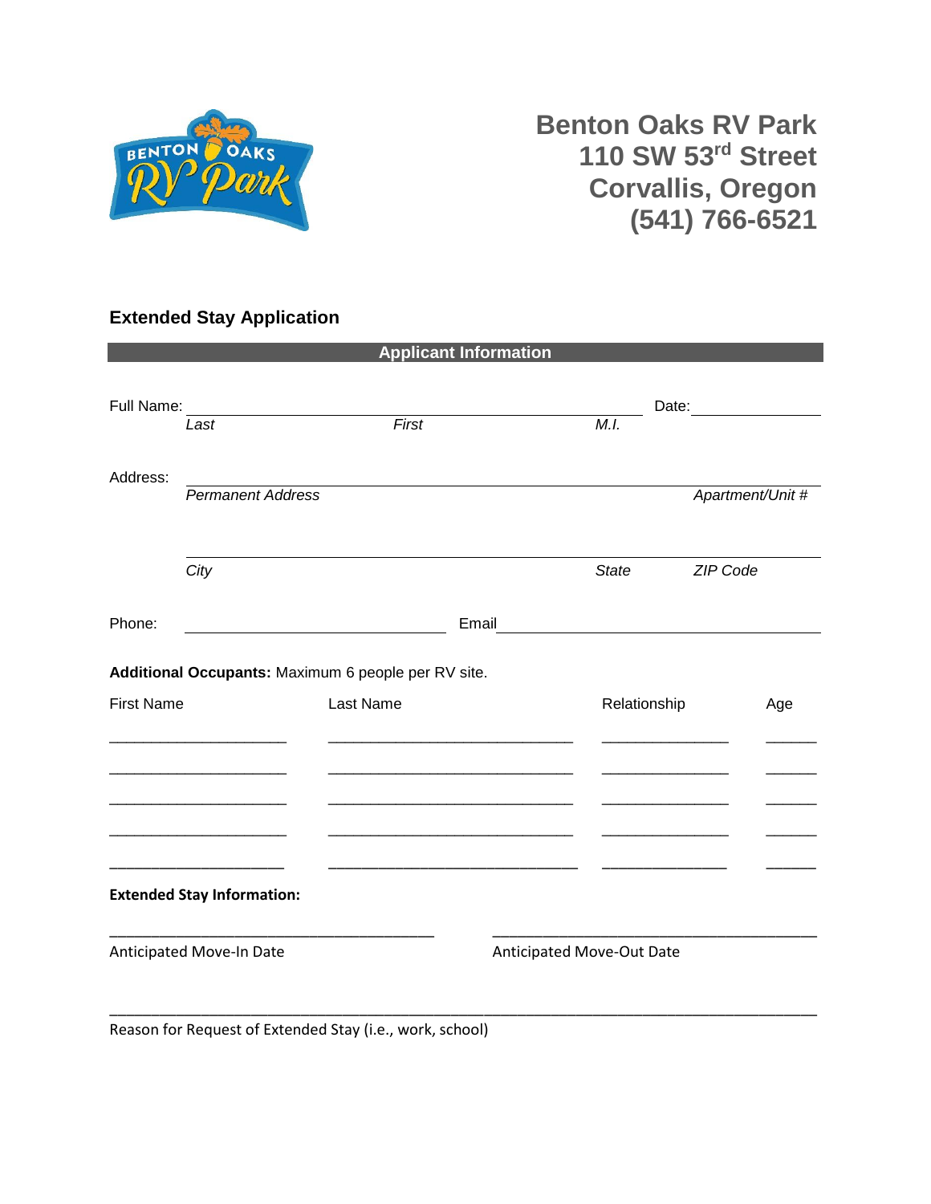# Benton Oaks RV Park
**110 SW 53rd Street**
**Corvallis, Oregon**
**(541) 766-6521**

## Extended Stay Application

### Applicant Information

Full Name: ______________________________________________ Date: ______________
*Last* *First* *M.I.*

Address: ____________________________________________________________
*Permanent Address* *Apartment/Unit #*

____________________________________________________________
*City* *State* *ZIP Code*

Phone: ________________________ Email ________________________________

**Additional Occupants:** Maximum 6 people per RV site.

| First Name | Last Name | Relationship | Age |
|---|---|---|---|
| | | | |
| | | | |
| | | | |
| | | | |
| | | | |

**Extended Stay Information:**

______________________________ ______________________________
Anticipated Move-In Date Anticipated Move-Out Date

____________________________________________________________
Reason for Request of Extended Stay (i.e., work, school)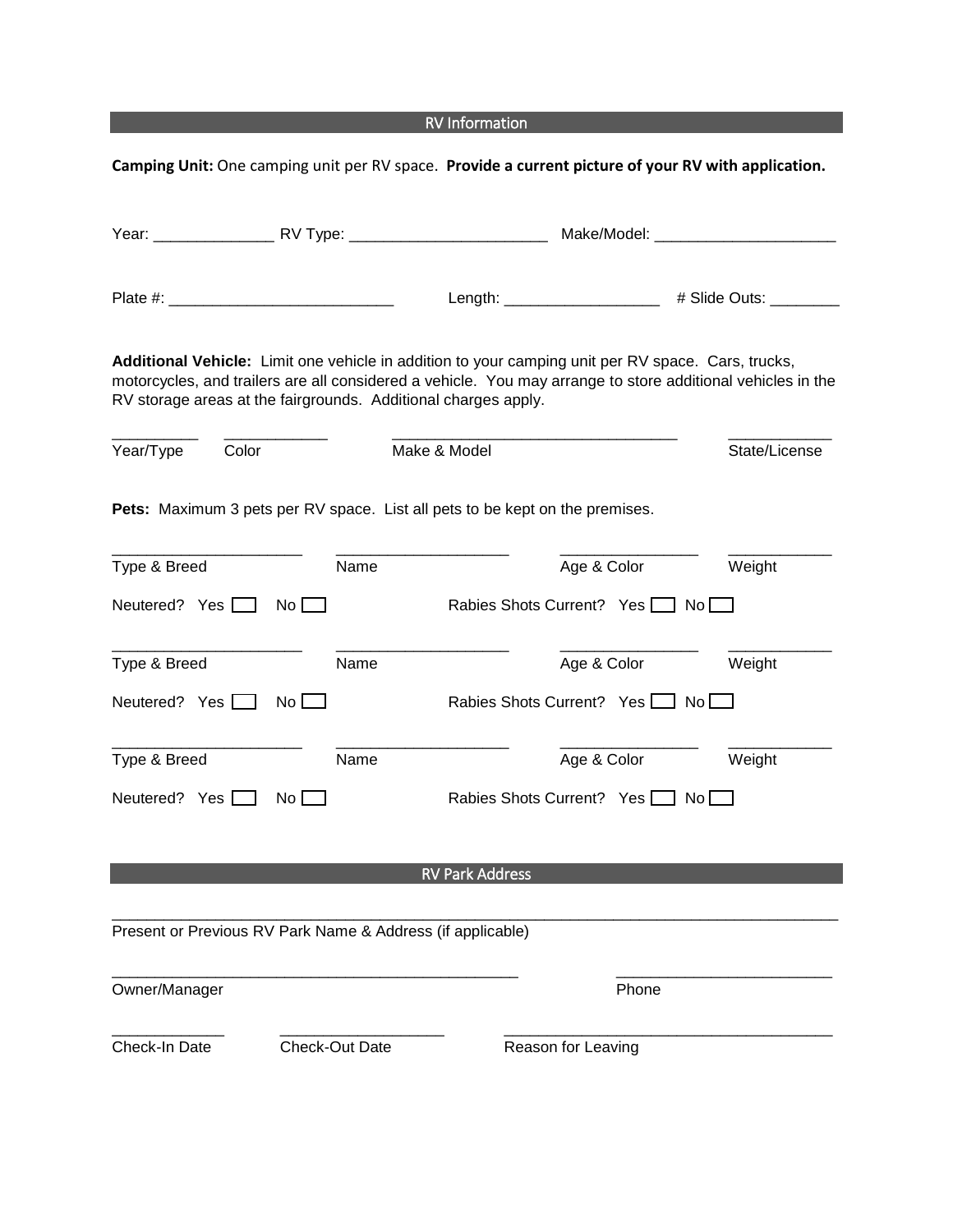## RV Information

**Camping Unit:** One camping unit per RV space. **Provide a current picture of your RV with application.**

Year: ______________ RV Type: _______________________ Make/Model: _____________________

Plate #: __________________________ Length: __________________ # Slide Outs: ________

**Additional Vehicle:** Limit one vehicle in addition to your camping unit per RV space. Cars, trucks, motorcycles, and trailers are all considered a vehicle. You may arrange to store additional vehicles in the RV storage areas at the fairgrounds. Additional charges apply.

__________ ____________ _________________________________ ____________

Year/Type Color Make & Model State/License

**Pets:** Maximum 3 pets per RV space. List all pets to be kept on the premises.

______________________ ____________________ ________________ ____________

Type & Breed Name Age & Color Weight

Neutered? Yes ☐ No ☐ Rabies Shots Current? Yes ☐ No ☐

______________________ ____________________ ________________ ____________

Type & Breed Name Age & Color Weight

Neutered? Yes ☐ No ☐ Rabies Shots Current? Yes ☐ No ☐

______________________ ____________________ ________________ ____________

Type & Breed Name Age & Color Weight

Neutered? Yes ☐ No ☐ Rabies Shots Current? Yes ☐ No ☐

## RV Park Address

____________________________________________________________________________________

Present or Previous RV Park Name & Address (if applicable)

_______________________________________________ _________________________

Owner/Manager Phone

_____________ ___________________ ______________________________________

Check-In Date Check-Out Date Reason for Leaving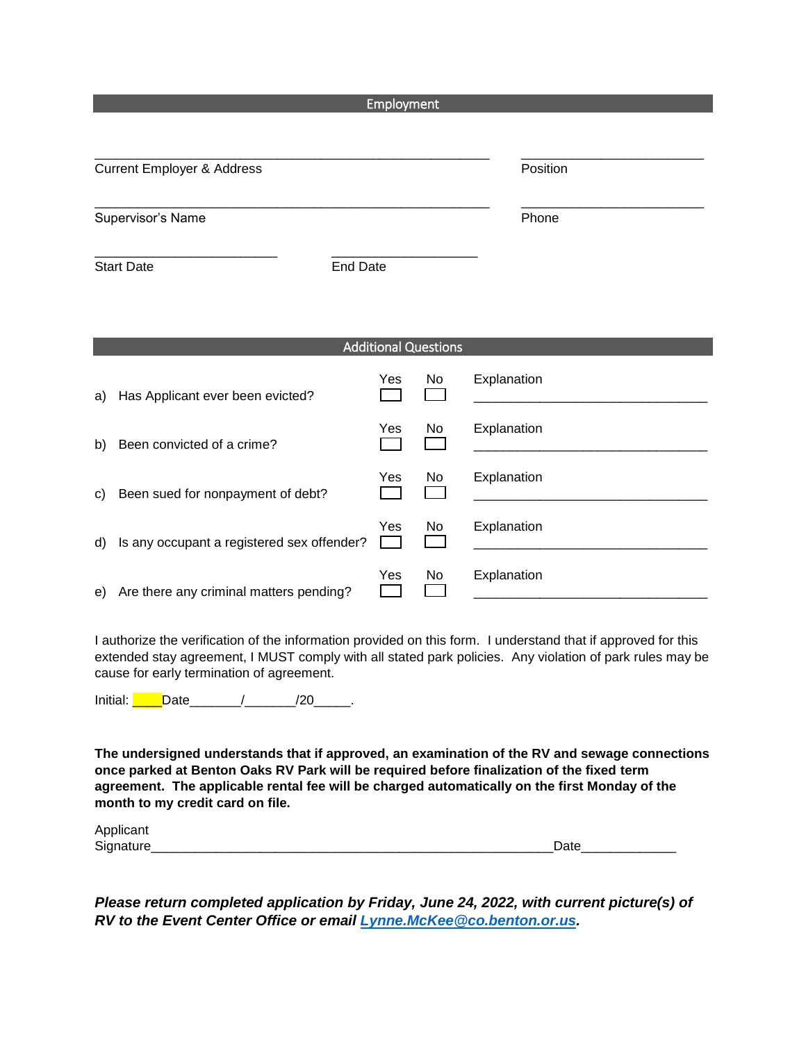## Employment

_______________________________________________ _____________________

Current Employer & Address Position

_______________________________________________ _____________________

Supervisor's Name Phone

_____________________ _________________

Start Date End Date

## Additional Questions

| | Yes | No | Explanation |
|---|---|---|---|
| a) Has Applicant ever been evicted? | ☐ | ☐ | ___________________________ |
| b) Been convicted of a crime? | ☐ | ☐ | ___________________________ |
| c) Been sued for nonpayment of debt? | ☐ | ☐ | ___________________________ |
| d) Is any occupant a registered sex offender? | ☐ | ☐ | ___________________________ |
| e) Are there any criminal matters pending? | ☐ | ☐ | ___________________________ |

I authorize the verification of the information provided on this form. I understand that if approved for this extended stay agreement, I MUST comply with all stated park policies. Any violation of park rules may be cause for early termination of agreement.

Initial: ____Date_______/_______/20_____.

**The undersigned understands that if approved, an examination of the RV and sewage connections once parked at Benton Oaks RV Park will be required before finalization of the fixed term agreement. The applicable rental fee will be charged automatically on the first Monday of the month to my credit card on file.**

Applicant Signature_______________________________________________Date_____________

***Please return completed application by Friday, June 24, 2022, with current picture(s) of RV to the Event Center Office or email [Lynne.McKee@co.benton.or.us](mailto:Lynne.McKee@co.benton.or.us).***